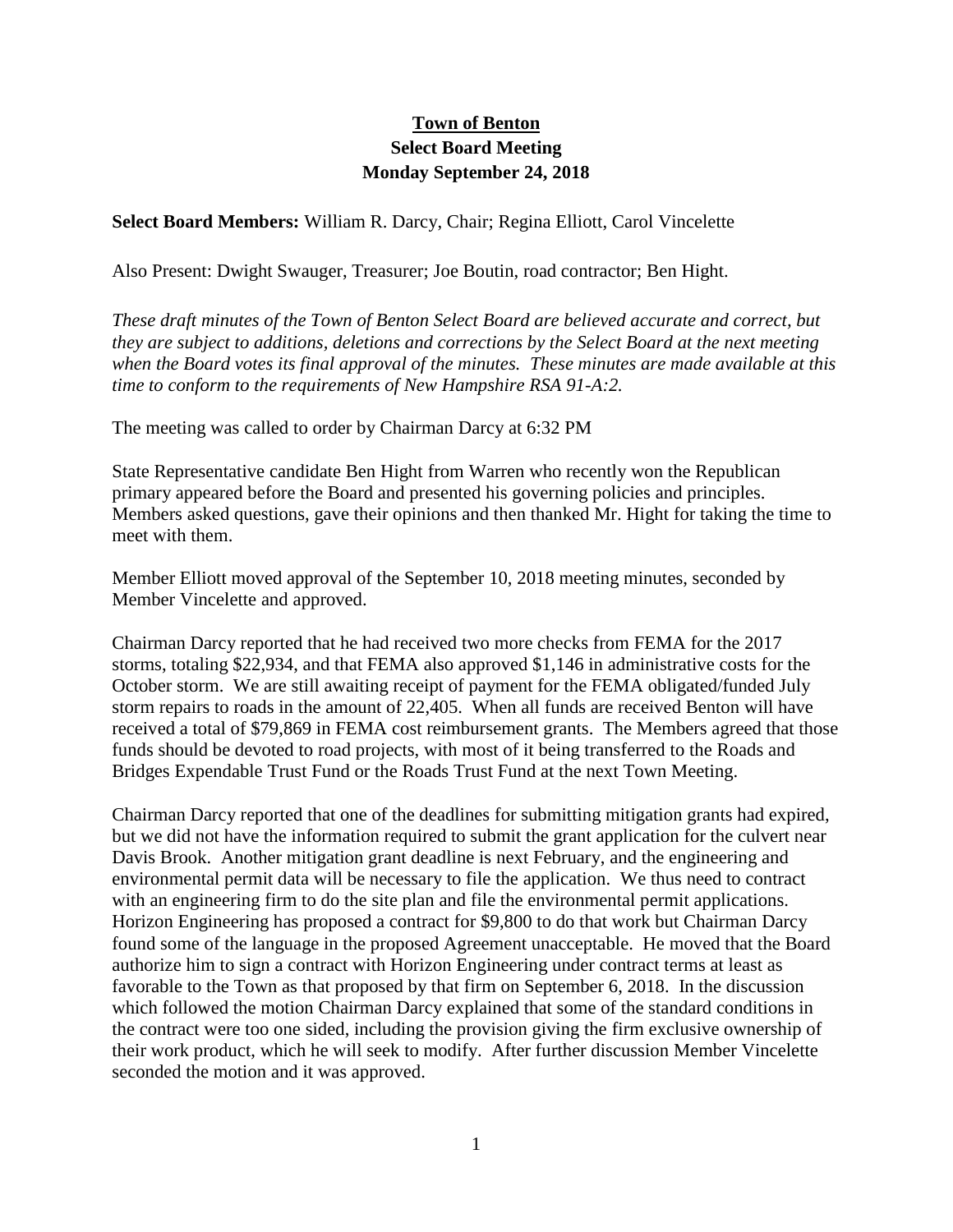# Town of Benton

## Select Board Meeting

## Monday September 24, 2018

**Select Board Members:** William R. Darcy, Chair; Regina Elliott, Carol Vincelette

Also Present: Dwight Swauger, Treasurer; Joe Boutin, road contractor; Ben Hight.

*These draft minutes of the Town of Benton Select Board are believed accurate and correct, but they are subject to additions, deletions and corrections by the Select Board at the next meeting when the Board votes its final approval of the minutes. These minutes are made available at this time to conform to the requirements of New Hampshire RSA 91-A:2.*

The meeting was called to order by Chairman Darcy at 6:32 PM

State Representative candidate Ben Hight from Warren who recently won the Republican primary appeared before the Board and presented his governing policies and principles. Members asked questions, gave their opinions and then thanked Mr. Hight for taking the time to meet with them.

Member Elliott moved approval of the September 10, 2018 meeting minutes, seconded by Member Vincelette and approved.

Chairman Darcy reported that he had received two more checks from FEMA for the 2017 storms, totaling $22,934, and that FEMA also approved $1,146 in administrative costs for the October storm. We are still awaiting receipt of payment for the FEMA obligated/funded July storm repairs to roads in the amount of 22,405. When all funds are received Benton will have received a total of $79,869 in FEMA cost reimbursement grants. The Members agreed that those funds should be devoted to road projects, with most of it being transferred to the Roads and Bridges Expendable Trust Fund or the Roads Trust Fund at the next Town Meeting.

Chairman Darcy reported that one of the deadlines for submitting mitigation grants had expired, but we did not have the information required to submit the grant application for the culvert near Davis Brook. Another mitigation grant deadline is next February, and the engineering and environmental permit data will be necessary to file the application. We thus need to contract with an engineering firm to do the site plan and file the environmental permit applications. Horizon Engineering has proposed a contract for $9,800 to do that work but Chairman Darcy found some of the language in the proposed Agreement unacceptable. He moved that the Board authorize him to sign a contract with Horizon Engineering under contract terms at least as favorable to the Town as that proposed by that firm on September 6, 2018. In the discussion which followed the motion Chairman Darcy explained that some of the standard conditions in the contract were too one sided, including the provision giving the firm exclusive ownership of their work product, which he will seek to modify. After further discussion Member Vincelette seconded the motion and it was approved.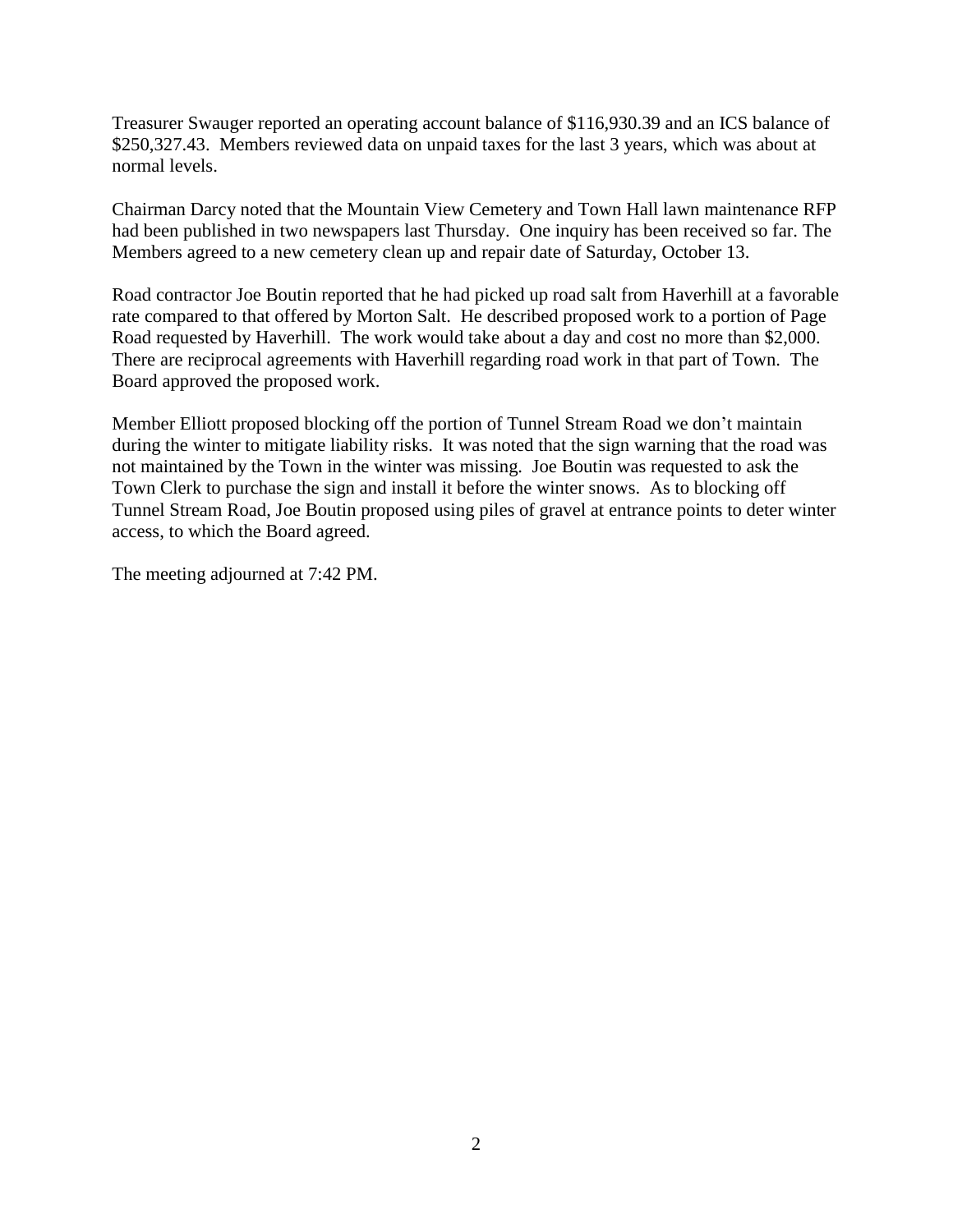Treasurer Swauger reported an operating account balance of $116,930.39 and an ICS balance of $250,327.43. Members reviewed data on unpaid taxes for the last 3 years, which was about at normal levels.

Chairman Darcy noted that the Mountain View Cemetery and Town Hall lawn maintenance RFP had been published in two newspapers last Thursday. One inquiry has been received so far. The Members agreed to a new cemetery clean up and repair date of Saturday, October 13.

Road contractor Joe Boutin reported that he had picked up road salt from Haverhill at a favorable rate compared to that offered by Morton Salt. He described proposed work to a portion of Page Road requested by Haverhill. The work would take about a day and cost no more than $2,000. There are reciprocal agreements with Haverhill regarding road work in that part of Town. The Board approved the proposed work.

Member Elliott proposed blocking off the portion of Tunnel Stream Road we don't maintain during the winter to mitigate liability risks. It was noted that the sign warning that the road was not maintained by the Town in the winter was missing. Joe Boutin was requested to ask the Town Clerk to purchase the sign and install it before the winter snows. As to blocking off Tunnel Stream Road, Joe Boutin proposed using piles of gravel at entrance points to deter winter access, to which the Board agreed.

The meeting adjourned at 7:42 PM.